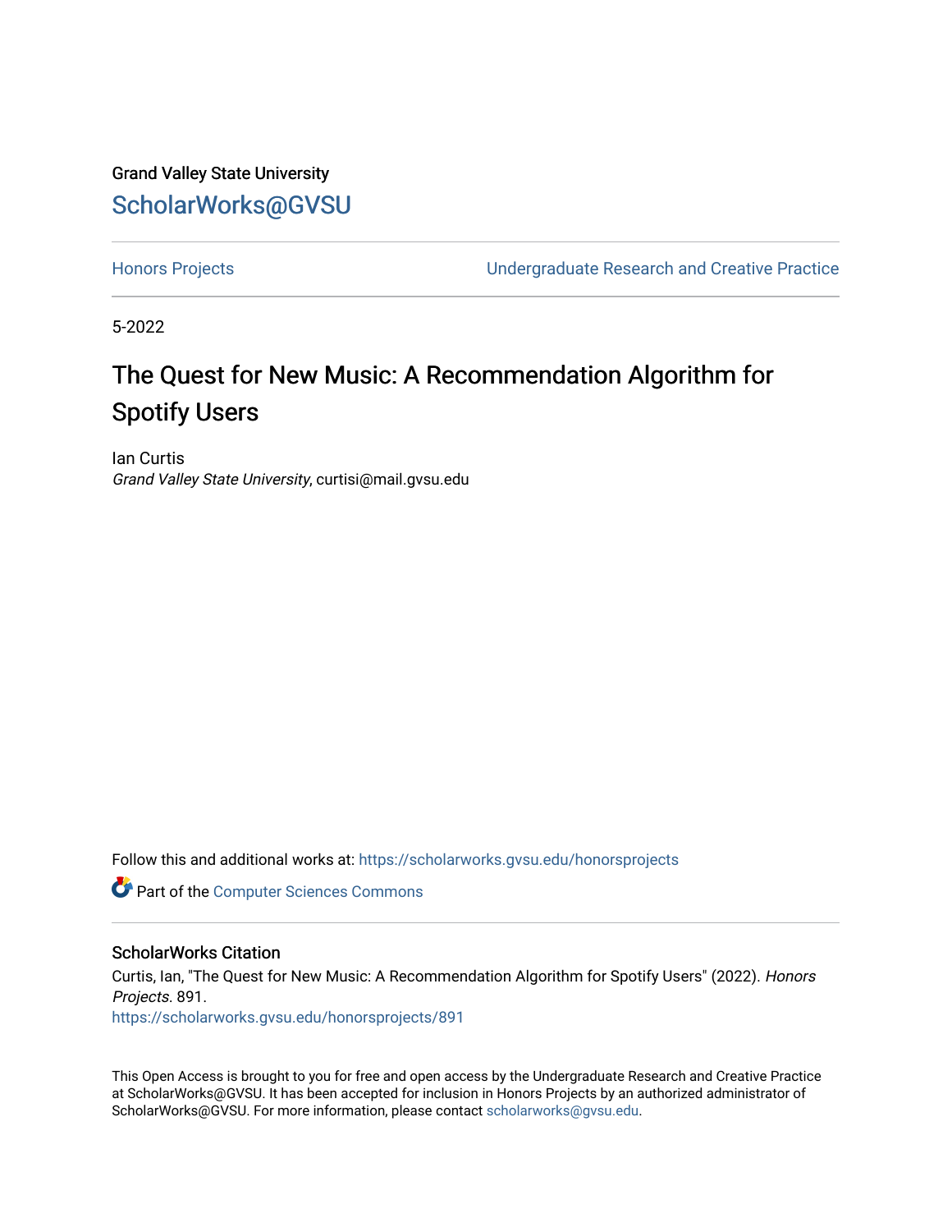Grand Valley State University

ScholarWorks@GVSU

Honors Projects

Undergraduate Research and Creative Practice

5-2022

# The Quest for New Music: A Recommendation Algorithm for Spotify Users

Ian Curtis
*Grand Valley State University*, curtisi@mail.gvsu.edu

Follow this and additional works at: https://scholarworks.gvsu.edu/honorsprojects

Part of the Computer Sciences Commons

## ScholarWorks Citation

Curtis, Ian, "The Quest for New Music: A Recommendation Algorithm for Spotify Users" (2022). *Honors Projects*. 891.
https://scholarworks.gvsu.edu/honorsprojects/891

This Open Access is brought to you for free and open access by the Undergraduate Research and Creative Practice at ScholarWorks@GVSU. It has been accepted for inclusion in Honors Projects by an authorized administrator of ScholarWorks@GVSU. For more information, please contact scholarworks@gvsu.edu.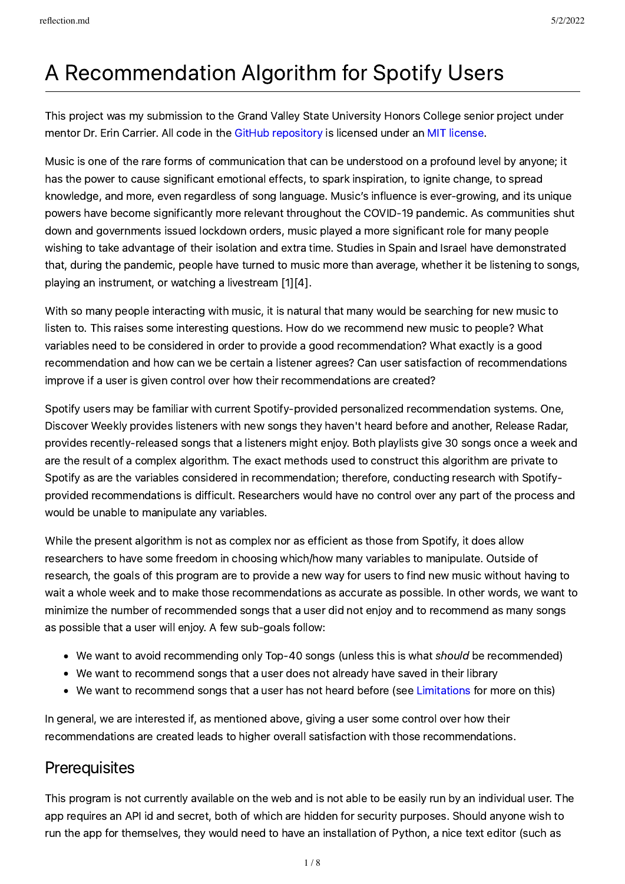# A Recommendation Algorithm for Spotify Users

This project was my submission to the Grand Valley State University Honors College senior project under mentor Dr. Erin Carrier. All code in the [GitHub repository](#) is licensed under an [MIT license](#).

Music is one of the rare forms of communication that can be understood on a profound level by anyone; it has the power to cause significant emotional effects, to spark inspiration, to ignite change, to spread knowledge, and more, even regardless of song language. Music's influence is ever-growing, and its unique powers have become significantly more relevant throughout the COVID-19 pandemic. As communities shut down and governments issued lockdown orders, music played a more significant role for many people wishing to take advantage of their isolation and extra time. Studies in Spain and Israel have demonstrated that, during the pandemic, people have turned to music more than average, whether it be listening to songs, playing an instrument, or watching a livestream [1][4].

With so many people interacting with music, it is natural that many would be searching for new music to listen to. This raises some interesting questions. How do we recommend new music to people? What variables need to be considered in order to provide a good recommendation? What exactly is a good recommendation and how can we be certain a listener agrees? Can user satisfaction of recommendations improve if a user is given control over how their recommendations are created?

Spotify users may be familiar with current Spotify-provided personalized recommendation systems. One, Discover Weekly provides listeners with new songs they haven't heard before and another, Release Radar, provides recently-released songs that a listeners might enjoy. Both playlists give 30 songs once a week and are the result of a complex algorithm. The exact methods used to construct this algorithm are private to Spotify as are the variables considered in recommendation; therefore, conducting research with Spotify-provided recommendations is difficult. Researchers would have no control over any part of the process and would be unable to manipulate any variables.

While the present algorithm is not as complex nor as efficient as those from Spotify, it does allow researchers to have some freedom in choosing which/how many variables to manipulate. Outside of research, the goals of this program are to provide a new way for users to find new music without having to wait a whole week and to make those recommendations as accurate as possible. In other words, we want to minimize the number of recommended songs that a user did not enjoy and to recommend as many songs as possible that a user will enjoy. A few sub-goals follow:

- We want to avoid recommending only Top-40 songs (unless this is what *should* be recommended)
- We want to recommend songs that a user does not already have saved in their library
- We want to recommend songs that a user has not heard before (see [Limitations](#) for more on this)

In general, we are interested if, as mentioned above, giving a user some control over how their recommendations are created leads to higher overall satisfaction with those recommendations.

## Prerequisites

This program is not currently available on the web and is not able to be easily run by an individual user. The app requires an API id and secret, both of which are hidden for security purposes. Should anyone wish to run the app for themselves, they would need to have an installation of Python, a nice text editor (such as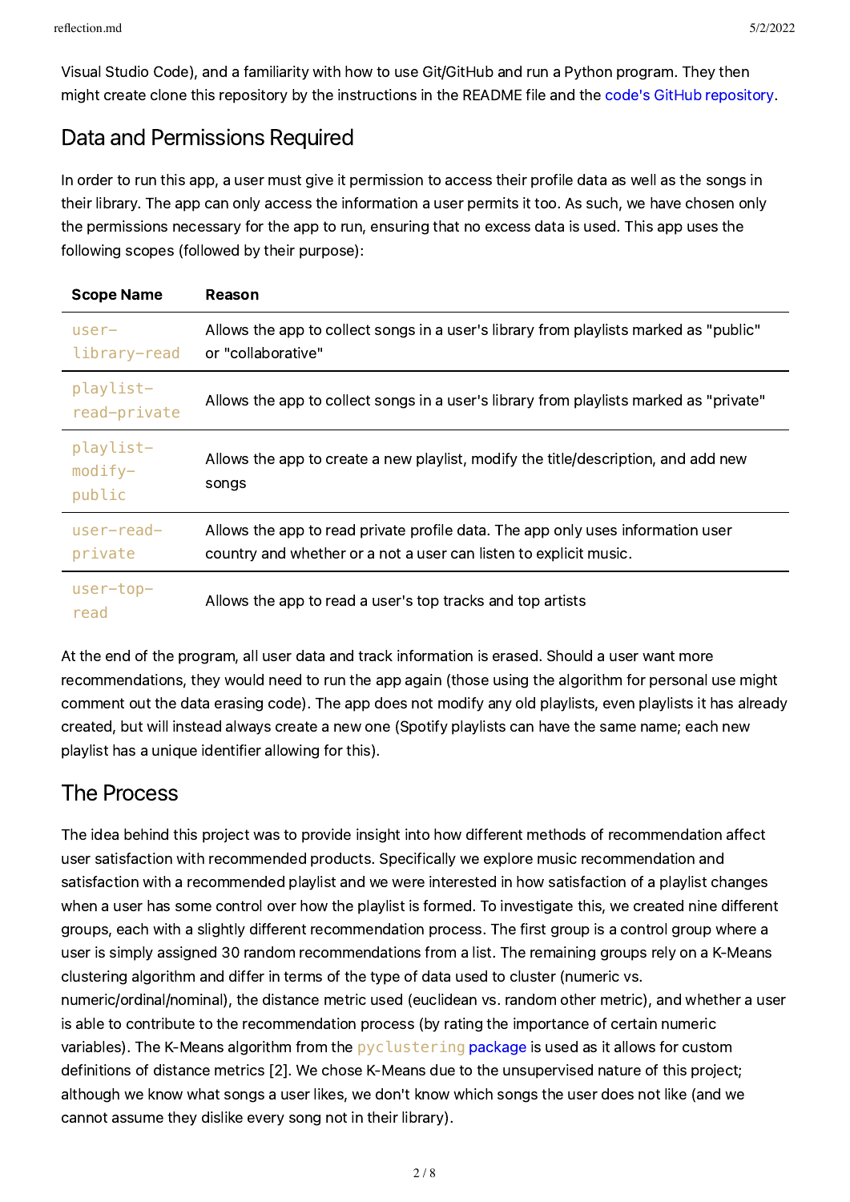Visual Studio Code), and a familiarity with how to use Git/GitHub and run a Python program. They then might create clone this repository by the instructions in the README file and the code's GitHub repository.

## Data and Permissions Required

In order to run this app, a user must give it permission to access their profile data as well as the songs in their library. The app can only access the information a user permits it too. As such, we have chosen only the permissions necessary for the app to run, ensuring that no excess data is used. This app uses the following scopes (followed by their purpose):

| Scope Name | Reason |
| --- | --- |
| `user-library-read` | Allows the app to collect songs in a user's library from playlists marked as "public" or "collaborative" |
| `playlist-read-private` | Allows the app to collect songs in a user's library from playlists marked as "private" |
| `playlist-modify-public` | Allows the app to create a new playlist, modify the title/description, and add new songs |
| `user-read-private` | Allows the app to read private profile data. The app only uses information user country and whether or a not a user can listen to explicit music. |
| `user-top-read` | Allows the app to read a user's top tracks and top artists |

At the end of the program, all user data and track information is erased. Should a user want more recommendations, they would need to run the app again (those using the algorithm for personal use might comment out the data erasing code). The app does not modify any old playlists, even playlists it has already created, but will instead always create a new one (Spotify playlists can have the same name; each new playlist has a unique identifier allowing for this).

## The Process

The idea behind this project was to provide insight into how different methods of recommendation affect user satisfaction with recommended products. Specifically we explore music recommendation and satisfaction with a recommended playlist and we were interested in how satisfaction of a playlist changes when a user has some control over how the playlist is formed. To investigate this, we created nine different groups, each with a slightly different recommendation process. The first group is a control group where a user is simply assigned 30 random recommendations from a list. The remaining groups rely on a K-Means clustering algorithm and differ in terms of the type of data used to cluster (numeric vs. numeric/ordinal/nominal), the distance metric used (euclidean vs. random other metric), and whether a user is able to contribute to the recommendation process (by rating the importance of certain numeric variables). The K-Means algorithm from the `pyclustering` package is used as it allows for custom definitions of distance metrics [2]. We chose K-Means due to the unsupervised nature of this project; although we know what songs a user likes, we don't know which songs the user does not like (and we cannot assume they dislike every song not in their library).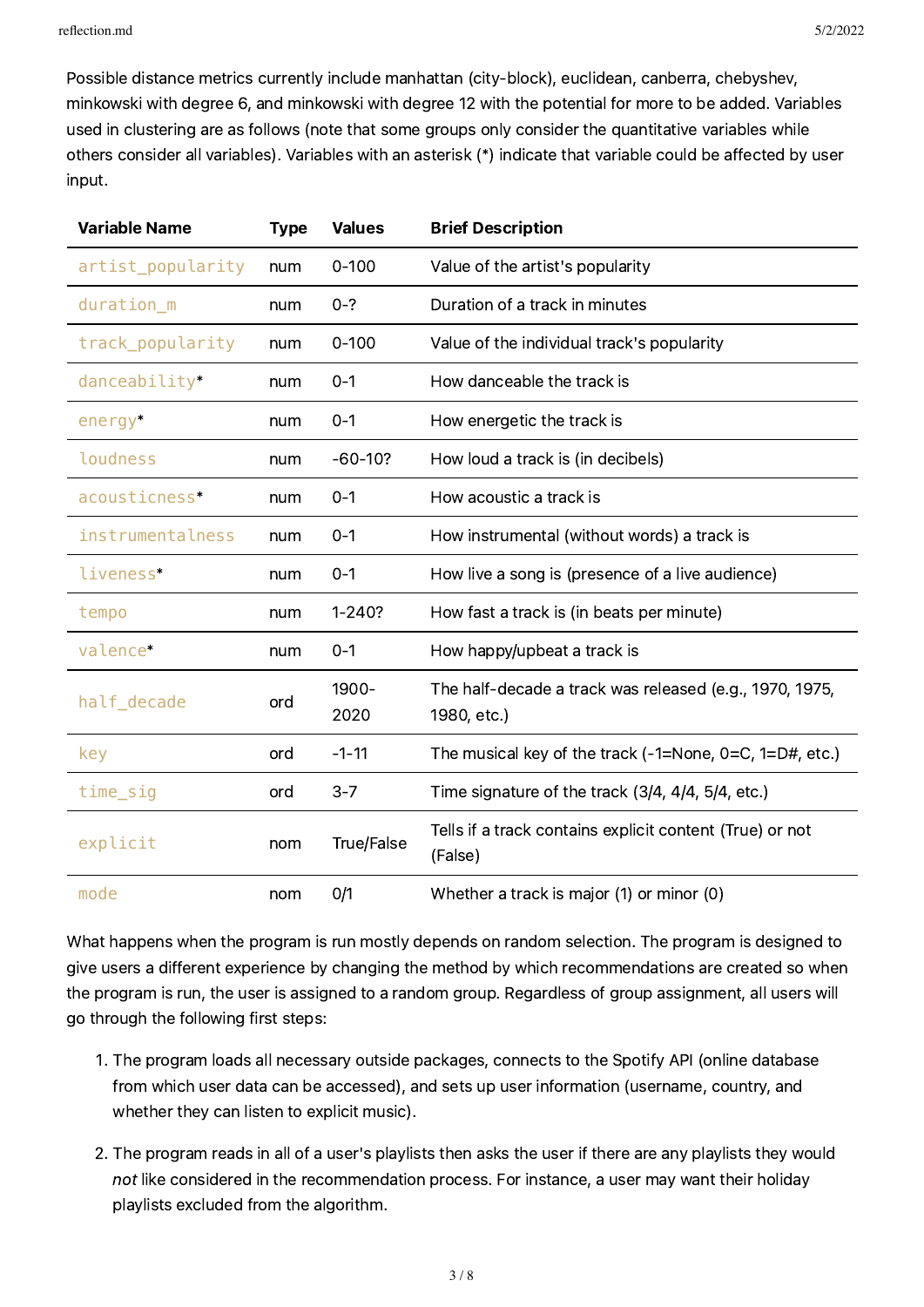Possible distance metrics currently include manhattan (city-block), euclidean, canberra, chebyshev, minkowski with degree 6, and minkowski with degree 12 with the potential for more to be added. Variables used in clustering are as follows (note that some groups only consider the quantitative variables while others consider all variables). Variables with an asterisk (*) indicate that variable could be affected by user input.

| Variable Name | Type | Values | Brief Description |
|---|---|---|---|
| `artist_popularity` | num | 0-100 | Value of the artist's popularity |
| `duration_m` | num | 0-? | Duration of a track in minutes |
| `track_popularity` | num | 0-100 | Value of the individual track's popularity |
| `danceability`* | num | 0-1 | How danceable the track is |
| `energy`* | num | 0-1 | How energetic the track is |
| `loudness` | num | -60-10? | How loud a track is (in decibels) |
| `acousticness`* | num | 0-1 | How acoustic a track is |
| `instrumentalness` | num | 0-1 | How instrumental (without words) a track is |
| `liveness`* | num | 0-1 | How live a song is (presence of a live audience) |
| `tempo` | num | 1-240? | How fast a track is (in beats per minute) |
| `valence`* | num | 0-1 | How happy/upbeat a track is |
| `half_decade` | ord | 1900-2020 | The half-decade a track was released (e.g., 1970, 1975, 1980, etc.) |
| `key` | ord | -1-11 | The musical key of the track (-1=None, 0=C, 1=D#, etc.) |
| `time_sig` | ord | 3-7 | Time signature of the track (3/4, 4/4, 5/4, etc.) |
| `explicit` | nom | True/False | Tells if a track contains explicit content (True) or not (False) |
| `mode` | nom | 0/1 | Whether a track is major (1) or minor (0) |

What happens when the program is run mostly depends on random selection. The program is designed to give users a different experience by changing the method by which recommendations are created so when the program is run, the user is assigned to a random group. Regardless of group assignment, all users will go through the following first steps:

1. The program loads all necessary outside packages, connects to the Spotify API (online database from which user data can be accessed), and sets up user information (username, country, and whether they can listen to explicit music).

2. The program reads in all of a user's playlists then asks the user if there are any playlists they would *not* like considered in the recommendation process. For instance, a user may want their holiday playlists excluded from the algorithm.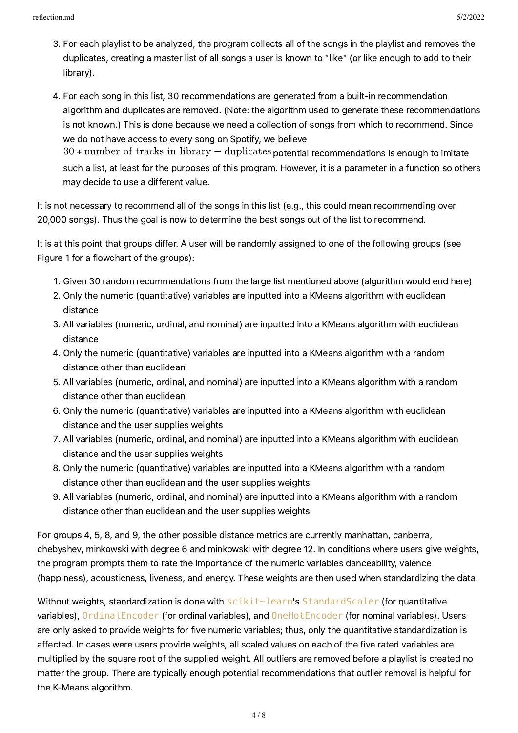3. For each playlist to be analyzed, the program collects all of the songs in the playlist and removes the duplicates, creating a master list of all songs a user is known to "like" (or like enough to add to their library).

4. For each song in this list, 30 recommendations are generated from a built-in recommendation algorithm and duplicates are removed. (Note: the algorithm used to generate these recommendations is not known.) This is done because we need a collection of songs from which to recommend. Since we do not have access to every song on Spotify, we believe $30 * \text{number of tracks in library} - \text{duplicates}$ potential recommendations is enough to imitate such a list, at least for the purposes of this program. However, it is a parameter in a function so others may decide to use a different value.

It is not necessary to recommend all of the songs in this list (e.g., this could mean recommending over 20,000 songs). Thus the goal is now to determine the best songs out of the list to recommend.

It is at this point that groups differ. A user will be randomly assigned to one of the following groups (see Figure 1 for a flowchart of the groups):

1. Given 30 random recommendations from the large list mentioned above (algorithm would end here)
2. Only the numeric (quantitative) variables are inputted into a KMeans algorithm with euclidean distance
3. All variables (numeric, ordinal, and nominal) are inputted into a KMeans algorithm with euclidean distance
4. Only the numeric (quantitative) variables are inputted into a KMeans algorithm with a random distance other than euclidean
5. All variables (numeric, ordinal, and nominal) are inputted into a KMeans algorithm with a random distance other than euclidean
6. Only the numeric (quantitative) variables are inputted into a KMeans algorithm with euclidean distance and the user supplies weights
7. All variables (numeric, ordinal, and nominal) are inputted into a KMeans algorithm with euclidean distance and the user supplies weights
8. Only the numeric (quantitative) variables are inputted into a KMeans algorithm with a random distance other than euclidean and the user supplies weights
9. All variables (numeric, ordinal, and nominal) are inputted into a KMeans algorithm with a random distance other than euclidean and the user supplies weights

For groups 4, 5, 8, and 9, the other possible distance metrics are currently manhattan, canberra, chebyshev, minkowski with degree 6 and minkowski with degree 12. In conditions where users give weights, the program prompts them to rate the importance of the numeric variables danceability, valence (happiness), acousticness, liveness, and energy. These weights are then used when standardizing the data.

Without weights, standardization is done with `scikit-learn`'s `StandardScaler` (for quantitative variables), `OrdinalEncoder` (for ordinal variables), and `OneHotEncoder` (for nominal variables). Users are only asked to provide weights for five numeric variables; thus, only the quantitative standardization is affected. In cases were users provide weights, all scaled values on each of the five rated variables are multiplied by the square root of the supplied weight. All outliers are removed before a playlist is created no matter the group. There are typically enough potential recommendations that outlier removal is helpful for the K-Means algorithm.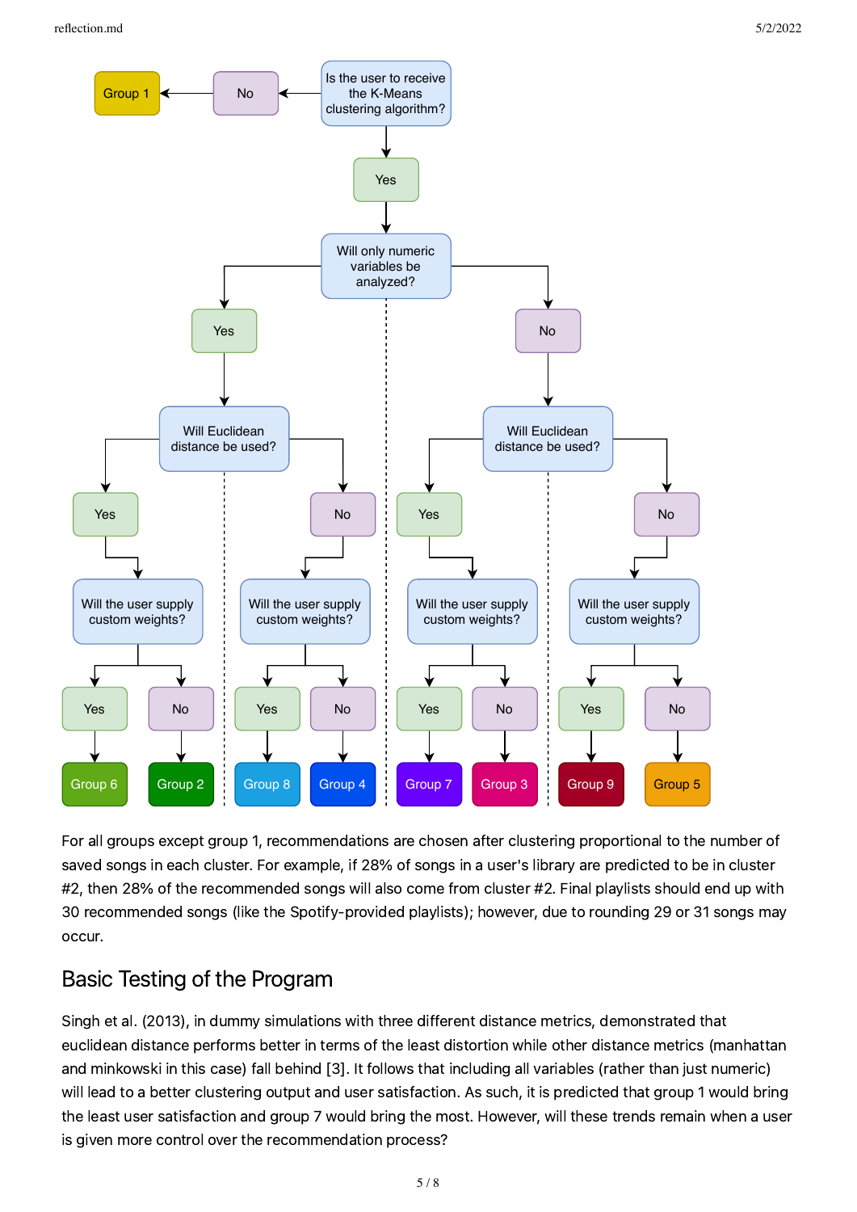For all groups except group 1, recommendations are chosen after clustering proportional to the number of saved songs in each cluster. For example, if 28% of songs in a user's library are predicted to be in cluster #2, then 28% of the recommended songs will also come from cluster #2. Final playlists should end up with 30 recommended songs (like the Spotify-provided playlists); however, due to rounding 29 or 31 songs may occur.

## Basic Testing of the Program

Singh et al. (2013), in dummy simulations with three different distance metrics, demonstrated that euclidean distance performs better in terms of the least distortion while other distance metrics (manhattan and minkowski in this case) fall behind [3]. It follows that including all variables (rather than just numeric) will lead to a better clustering output and user satisfaction. As such, it is predicted that group 1 would bring the least user satisfaction and group 7 would bring the most. However, will these trends remain when a user is given more control over the recommendation process?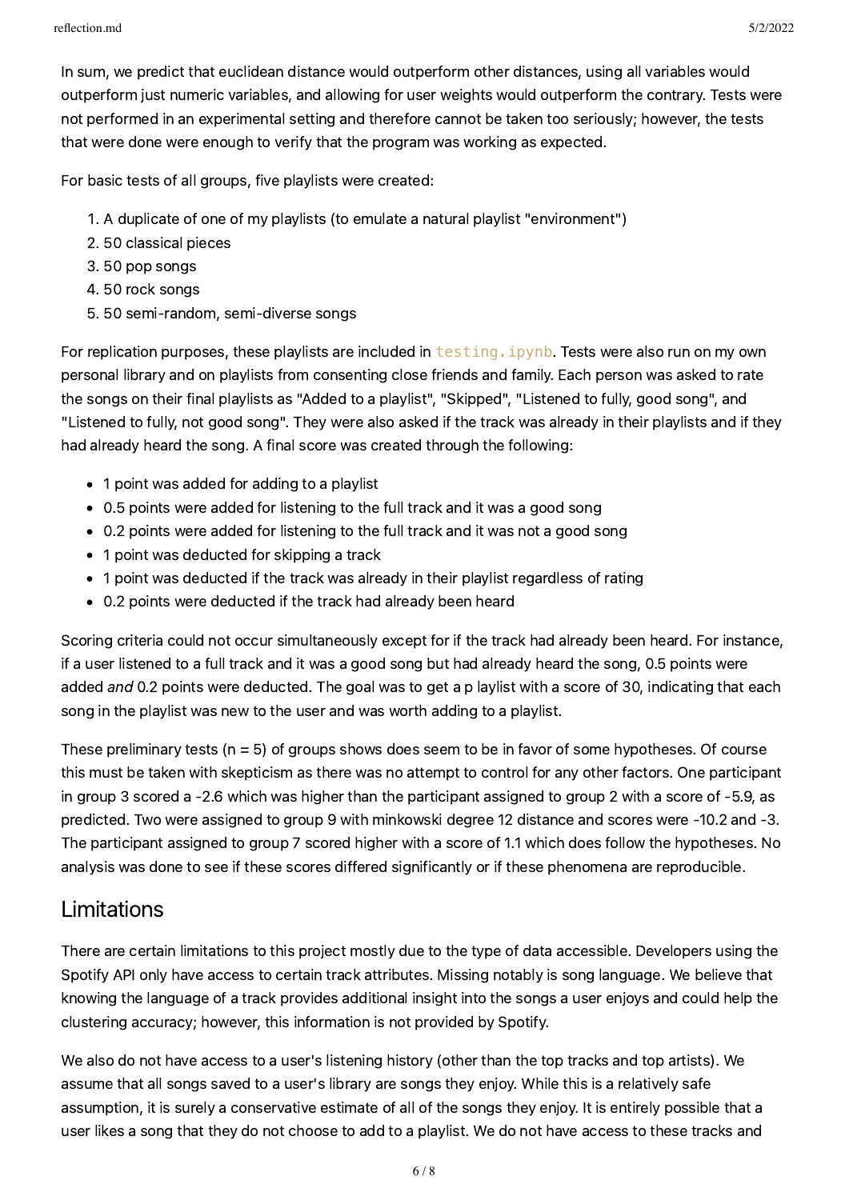In sum, we predict that euclidean distance would outperform other distances, using all variables would outperform just numeric variables, and allowing for user weights would outperform the contrary. Tests were not performed in an experimental setting and therefore cannot be taken too seriously; however, the tests that were done were enough to verify that the program was working as expected.

For basic tests of all groups, five playlists were created:

1. A duplicate of one of my playlists (to emulate a natural playlist "environment")
2. 50 classical pieces
3. 50 pop songs
4. 50 rock songs
5. 50 semi-random, semi-diverse songs

For replication purposes, these playlists are included in `testing.ipynb`. Tests were also run on my own personal library and on playlists from consenting close friends and family. Each person was asked to rate the songs on their final playlists as "Added to a playlist", "Skipped", "Listened to fully, good song", and "Listened to fully, not good song". They were also asked if the track was already in their playlists and if they had already heard the song. A final score was created through the following:

- 1 point was added for adding to a playlist
- 0.5 points were added for listening to the full track and it was a good song
- 0.2 points were added for listening to the full track and it was not a good song
- 1 point was deducted for skipping a track
- 1 point was deducted if the track was already in their playlist regardless of rating
- 0.2 points were deducted if the track had already been heard

Scoring criteria could not occur simultaneously except for if the track had already been heard. For instance, if a user listened to a full track and it was a good song but had already heard the song, 0.5 points were added *and* 0.2 points were deducted. The goal was to get a p laylist with a score of 30, indicating that each song in the playlist was new to the user and was worth adding to a playlist.

These preliminary tests (n = 5) of groups shows does seem to be in favor of some hypotheses. Of course this must be taken with skepticism as there was no attempt to control for any other factors. One participant in group 3 scored a -2.6 which was higher than the participant assigned to group 2 with a score of -5.9, as predicted. Two were assigned to group 9 with minkowski degree 12 distance and scores were -10.2 and -3. The participant assigned to group 7 scored higher with a score of 1.1 which does follow the hypotheses. No analysis was done to see if these scores differed significantly or if these phenomena are reproducible.

## Limitations

There are certain limitations to this project mostly due to the type of data accessible. Developers using the Spotify API only have access to certain track attributes. Missing notably is song language. We believe that knowing the language of a track provides additional insight into the songs a user enjoys and could help the clustering accuracy; however, this information is not provided by Spotify.

We also do not have access to a user's listening history (other than the top tracks and top artists). We assume that all songs saved to a user's library are songs they enjoy. While this is a relatively safe assumption, it is surely a conservative estimate of all of the songs they enjoy. It is entirely possible that a user likes a song that they do not choose to add to a playlist. We do not have access to these tracks and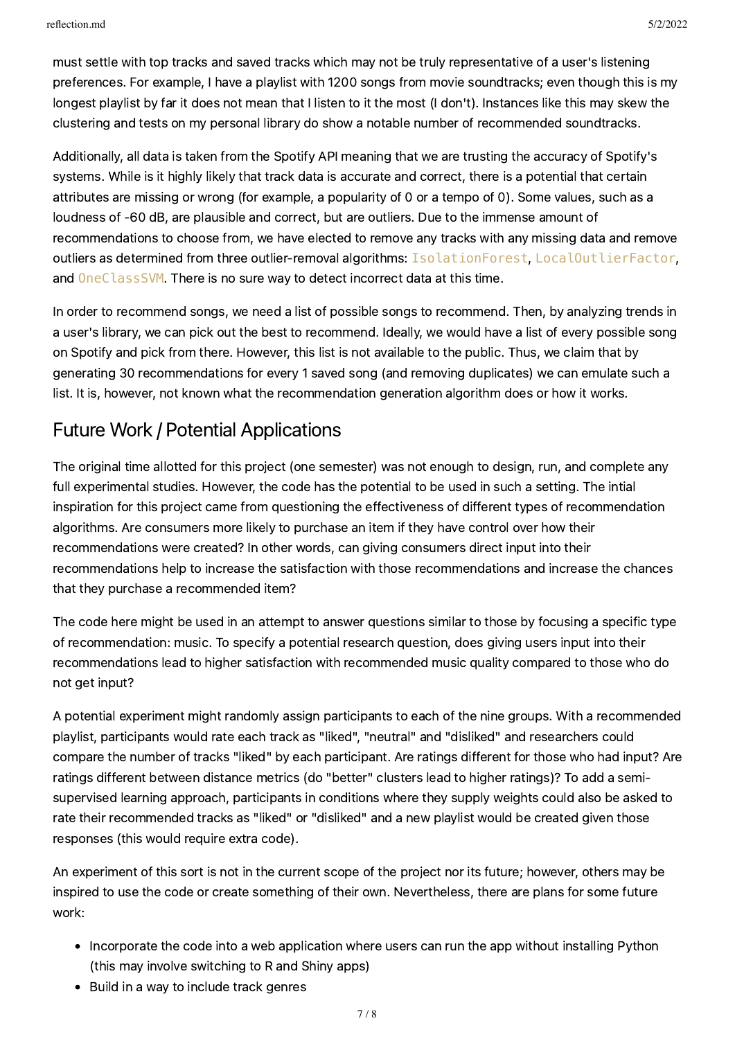must settle with top tracks and saved tracks which may not be truly representative of a user's listening preferences. For example, I have a playlist with 1200 songs from movie soundtracks; even though this is my longest playlist by far it does not mean that I listen to it the most (I don't). Instances like this may skew the clustering and tests on my personal library do show a notable number of recommended soundtracks.

Additionally, all data is taken from the Spotify API meaning that we are trusting the accuracy of Spotify's systems. While is it highly likely that track data is accurate and correct, there is a potential that certain attributes are missing or wrong (for example, a popularity of 0 or a tempo of 0). Some values, such as a loudness of -60 dB, are plausible and correct, but are outliers. Due to the immense amount of recommendations to choose from, we have elected to remove any tracks with any missing data and remove outliers as determined from three outlier-removal algorithms: `IsolationForest`, `LocalOutlierFactor`, and `OneClassSVM`. There is no sure way to detect incorrect data at this time.

In order to recommend songs, we need a list of possible songs to recommend. Then, by analyzing trends in a user's library, we can pick out the best to recommend. Ideally, we would have a list of every possible song on Spotify and pick from there. However, this list is not available to the public. Thus, we claim that by generating 30 recommendations for every 1 saved song (and removing duplicates) we can emulate such a list. It is, however, not known what the recommendation generation algorithm does or how it works.

## Future Work / Potential Applications

The original time allotted for this project (one semester) was not enough to design, run, and complete any full experimental studies. However, the code has the potential to be used in such a setting. The intial inspiration for this project came from questioning the effectiveness of different types of recommendation algorithms. Are consumers more likely to purchase an item if they have control over how their recommendations were created? In other words, can giving consumers direct input into their recommendations help to increase the satisfaction with those recommendations and increase the chances that they purchase a recommended item?

The code here might be used in an attempt to answer questions similar to those by focusing a specific type of recommendation: music. To specify a potential research question, does giving users input into their recommendations lead to higher satisfaction with recommended music quality compared to those who do not get input?

A potential experiment might randomly assign participants to each of the nine groups. With a recommended playlist, participants would rate each track as "liked", "neutral" and "disliked" and researchers could compare the number of tracks "liked" by each participant. Are ratings different for those who had input? Are ratings different between distance metrics (do "better" clusters lead to higher ratings)? To add a semi-supervised learning approach, participants in conditions where they supply weights could also be asked to rate their recommended tracks as "liked" or "disliked" and a new playlist would be created given those responses (this would require extra code).

An experiment of this sort is not in the current scope of the project nor its future; however, others may be inspired to use the code or create something of their own. Nevertheless, there are plans for some future work:

- Incorporate the code into a web application where users can run the app without installing Python (this may involve switching to R and Shiny apps)
- Build in a way to include track genres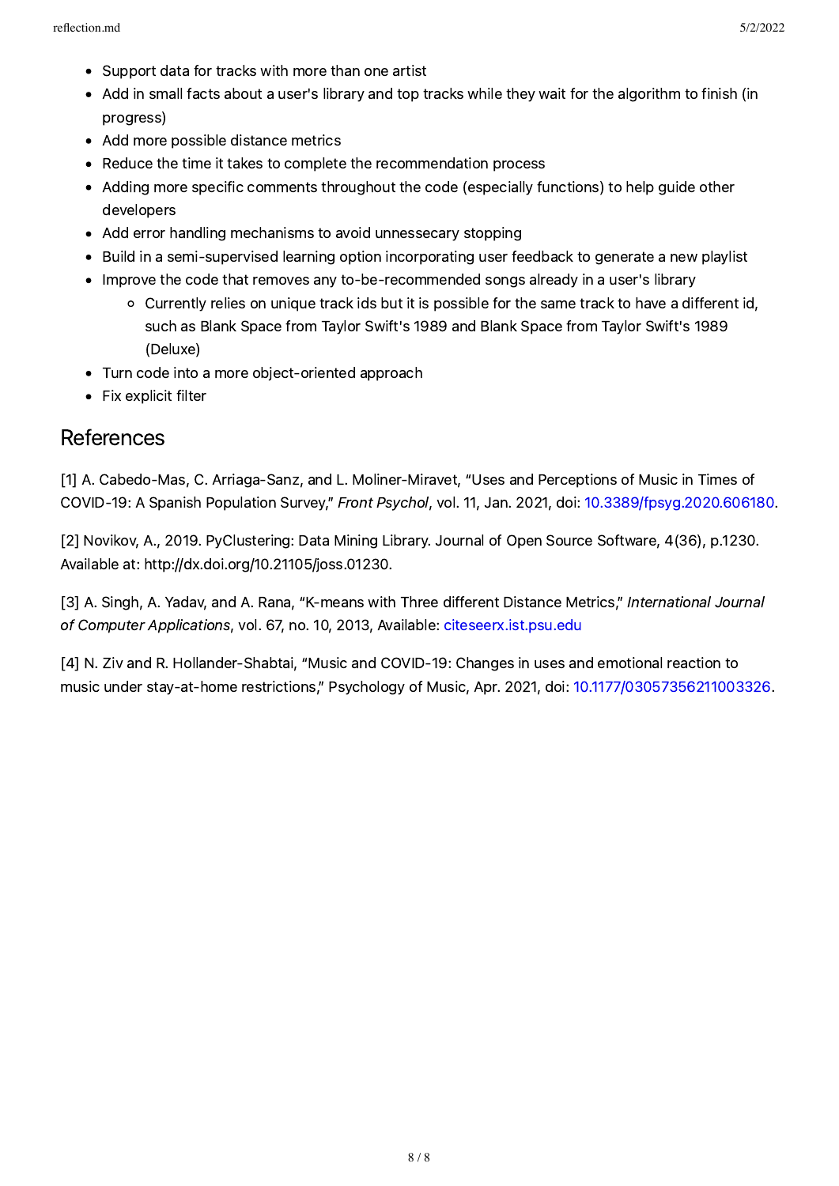- Support data for tracks with more than one artist
- Add in small facts about a user's library and top tracks while they wait for the algorithm to finish (in progress)
- Add more possible distance metrics
- Reduce the time it takes to complete the recommendation process
- Adding more specific comments throughout the code (especially functions) to help guide other developers
- Add error handling mechanisms to avoid unnessecary stopping
- Build in a semi-supervised learning option incorporating user feedback to generate a new playlist
- Improve the code that removes any to-be-recommended songs already in a user's library
    - Currently relies on unique track ids but it is possible for the same track to have a different id, such as Blank Space from Taylor Swift's 1989 and Blank Space from Taylor Swift's 1989 (Deluxe)
- Turn code into a more object-oriented approach
- Fix explicit filter

## References

[1] A. Cabedo-Mas, C. Arriaga-Sanz, and L. Moliner-Miravet, “Uses and Perceptions of Music in Times of COVID-19: A Spanish Population Survey,” *Front Psychol*, vol. 11, Jan. 2021, doi: 10.3389/fpsyg.2020.606180.

[2] Novikov, A., 2019. PyClustering: Data Mining Library. Journal of Open Source Software, 4(36), p.1230. Available at: http://dx.doi.org/10.21105/joss.01230.

[3] A. Singh, A. Yadav, and A. Rana, “K-means with Three different Distance Metrics,” *International Journal of Computer Applications*, vol. 67, no. 10, 2013, Available: citeseerx.ist.psu.edu

[4] N. Ziv and R. Hollander-Shabtai, “Music and COVID-19: Changes in uses and emotional reaction to music under stay-at-home restrictions,” Psychology of Music, Apr. 2021, doi: 10.1177/03057356211003326.